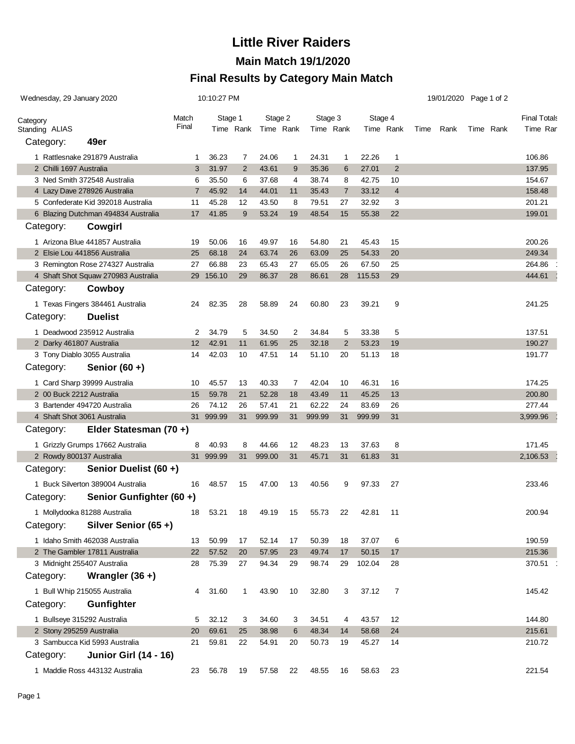# Little River Raiders

## Main Match 19/1/2020

## Final Results by Category Main Match

Wednesday, 29 January 2020 10:10:27 PM 19/01/2020

| Category Standing ALIAS | Match Final | Stage 1 Time | Stage 1 Rank | Stage 2 Time | Stage 2 Rank | Stage 3 Time | Stage 3 Rank | Stage 4 Time | Stage 4 Rank | Time | Rank | Time | Rank | Final Totals Time | Final Totals Rank |
|---|---|---|---|---|---|---|---|---|---|---|---|---|---|---|---|
| **Category: 49er** | | | | | | | | | | | | | | | |
| 1 Rattlesnake 291879 Australia | 1 | 36.23 | 7 | 24.06 | 1 | 24.31 | 1 | 22.26 | 1 | | | | | 106.86 | |
| 2 Chilli 1697 Australia | 3 | 31.97 | 2 | 43.61 | 9 | 35.36 | 6 | 27.01 | 2 | | | | | 137.95 | |
| 3 Ned Smith 372548 Australia | 6 | 35.50 | 6 | 37.68 | 4 | 38.74 | 8 | 42.75 | 10 | | | | | 154.67 | |
| 4 Lazy Dave 278926 Australia | 7 | 45.92 | 14 | 44.01 | 11 | 35.43 | 7 | 33.12 | 4 | | | | | 158.48 | |
| 5 Confederate Kid 392018 Australia | 11 | 45.28 | 12 | 43.50 | 8 | 79.51 | 27 | 32.92 | 3 | | | | | 201.21 | |
| 6 Blazing Dutchman 494834 Australia | 17 | 41.85 | 9 | 53.24 | 19 | 48.54 | 15 | 55.38 | 22 | | | | | 199.01 | |
| **Category: Cowgirl** | | | | | | | | | | | | | | | |
| 1 Arizona Blue 441857 Australia | 19 | 50.06 | 16 | 49.97 | 16 | 54.80 | 21 | 45.43 | 15 | | | | | 200.26 | |
| 2 Elsie Lou 441856 Australia | 25 | 68.18 | 24 | 63.74 | 26 | 63.09 | 25 | 54.33 | 20 | | | | | 249.34 | |
| 3 Remington Rose 274327 Australia | 27 | 66.88 | 23 | 65.43 | 27 | 65.05 | 26 | 67.50 | 25 | | | | | 264.86 | |
| 4 Shaft Shot Squaw 270983 Australia | 29 | 156.10 | 29 | 86.37 | 28 | 86.61 | 28 | 115.53 | 29 | | | | | 444.61 | |
| **Category: Cowboy** | | | | | | | | | | | | | | | |
| 1 Texas Fingers 384461 Australia | 24 | 82.35 | 28 | 58.89 | 24 | 60.80 | 23 | 39.21 | 9 | | | | | 241.25 | |
| **Category: Duelist** | | | | | | | | | | | | | | | |
| 1 Deadwood 235912 Australia | 2 | 34.79 | 5 | 34.50 | 2 | 34.84 | 5 | 33.38 | 5 | | | | | 137.51 | |
| 2 Darky 461807 Australia | 12 | 42.91 | 11 | 61.95 | 25 | 32.18 | 2 | 53.23 | 19 | | | | | 190.27 | |
| 3 Tony Diablo 3055 Australia | 14 | 42.03 | 10 | 47.51 | 14 | 51.10 | 20 | 51.13 | 18 | | | | | 191.77 | |
| **Category: Senior (60 +)** | | | | | | | | | | | | | | | |
| 1 Card Sharp 39999 Australia | 10 | 45.57 | 13 | 40.33 | 7 | 42.04 | 10 | 46.31 | 16 | | | | | 174.25 | |
| 2 00 Buck 2212 Australia | 15 | 59.78 | 21 | 52.28 | 18 | 43.49 | 11 | 45.25 | 13 | | | | | 200.80 | |
| 3 Bartender 494720 Australia | 26 | 74.12 | 26 | 57.41 | 21 | 62.22 | 24 | 83.69 | 26 | | | | | 277.44 | |
| 4 Shaft Shot 3061 Australia | 31 | 999.99 | 31 | 999.99 | 31 | 999.99 | 31 | 999.99 | 31 | | | | | 3,999.96 | |
| **Category: Elder Statesman (70 +)** | | | | | | | | | | | | | | | |
| 1 Grizzly Grumps 17662 Australia | 8 | 40.93 | 8 | 44.66 | 12 | 48.23 | 13 | 37.63 | 8 | | | | | 171.45 | |
| 2 Rowdy 800137 Australia | 31 | 999.99 | 31 | 999.00 | 31 | 45.71 | 31 | 61.83 | 31 | | | | | 2,106.53 | |
| **Category: Senior Duelist (60 +)** | | | | | | | | | | | | | | | |
| 1 Buck Silverton 389004 Australia | 16 | 48.57 | 15 | 47.00 | 13 | 40.56 | 9 | 97.33 | 27 | | | | | 233.46 | |
| **Category: Senior Gunfighter (60 +)** | | | | | | | | | | | | | | | |
| 1 Mollydooka 81288 Australia | 18 | 53.21 | 18 | 49.19 | 15 | 55.73 | 22 | 42.81 | 11 | | | | | 200.94 | |
| **Category: Silver Senior (65 +)** | | | | | | | | | | | | | | | |
| 1 Idaho Smith 462038 Australia | 13 | 50.99 | 17 | 52.14 | 17 | 50.39 | 18 | 37.07 | 6 | | | | | 190.59 | |
| 2 The Gambler 17811 Australia | 22 | 57.52 | 20 | 57.95 | 23 | 49.74 | 17 | 50.15 | 17 | | | | | 215.36 | |
| 3 Midnight 255407 Australia | 28 | 75.39 | 27 | 94.34 | 29 | 98.74 | 29 | 102.04 | 28 | | | | | 370.51 | |
| **Category: Wrangler (36 +)** | | | | | | | | | | | | | | | |
| 1 Bull Whip 215055 Australia | 4 | 31.60 | 1 | 43.90 | 10 | 32.80 | 3 | 37.12 | 7 | | | | | 145.42 | |
| **Category: Gunfighter** | | | | | | | | | | | | | | | |
| 1 Bullseye 315292 Australia | 5 | 32.12 | 3 | 34.60 | 3 | 34.51 | 4 | 43.57 | 12 | | | | | 144.80 | |
| 2 Stony 295259 Australia | 20 | 69.61 | 25 | 38.98 | 6 | 48.34 | 14 | 58.68 | 24 | | | | | 215.61 | |
| 3 Sambucca Kid 5993 Australia | 21 | 59.81 | 22 | 54.91 | 20 | 50.73 | 19 | 45.27 | 14 | | | | | 210.72 | |
| **Category: Junior Girl (14 - 16)** | | | | | | | | | | | | | | | |
| 1 Maddie Ross 443132 Australia | 23 | 56.78 | 19 | 57.58 | 22 | 48.55 | 16 | 58.63 | 23 | | | | | 221.54 | |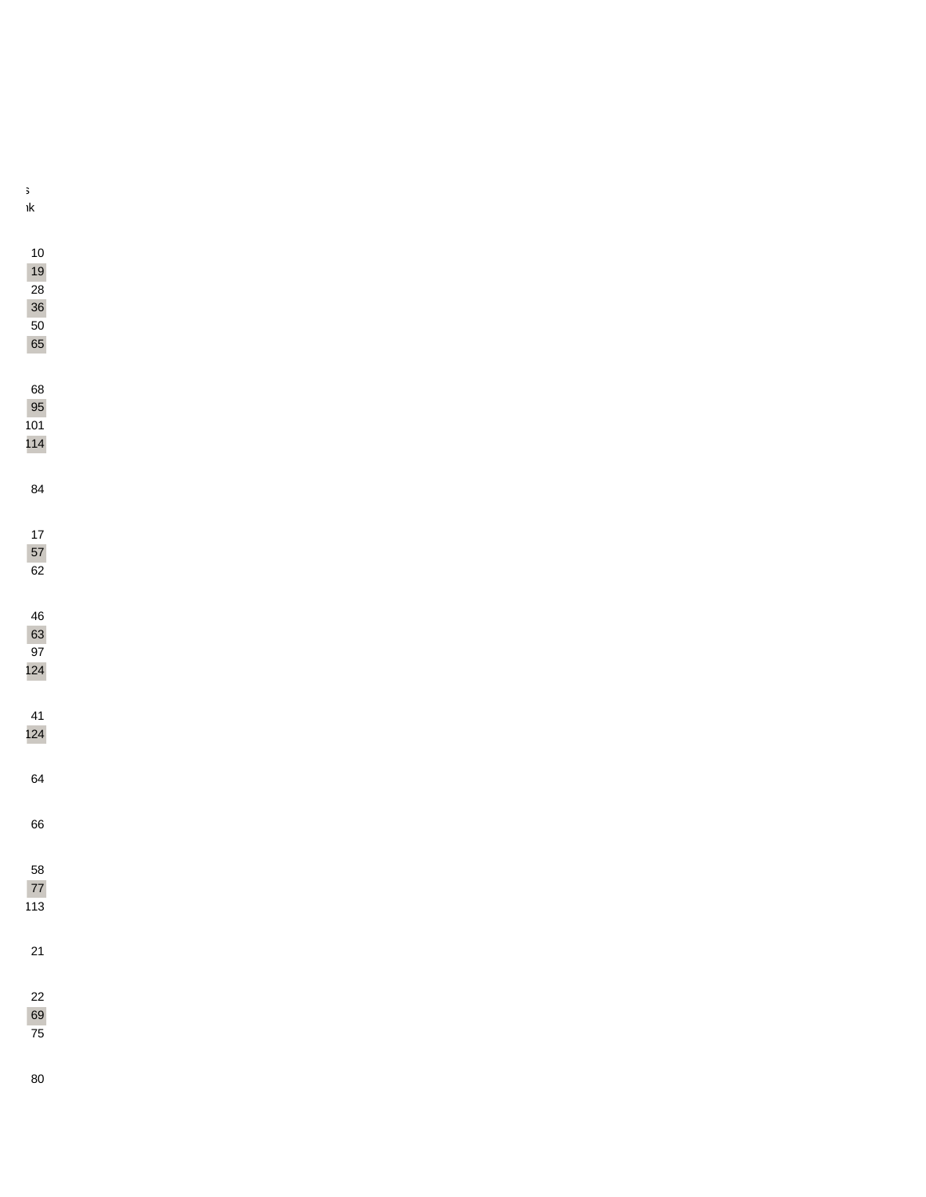s
nk

10
19
28
36
50
65

68
95
101
114

84

17
57
62

46
63
97
124

41
124

64

66

58
77
113

21

22
69
75

80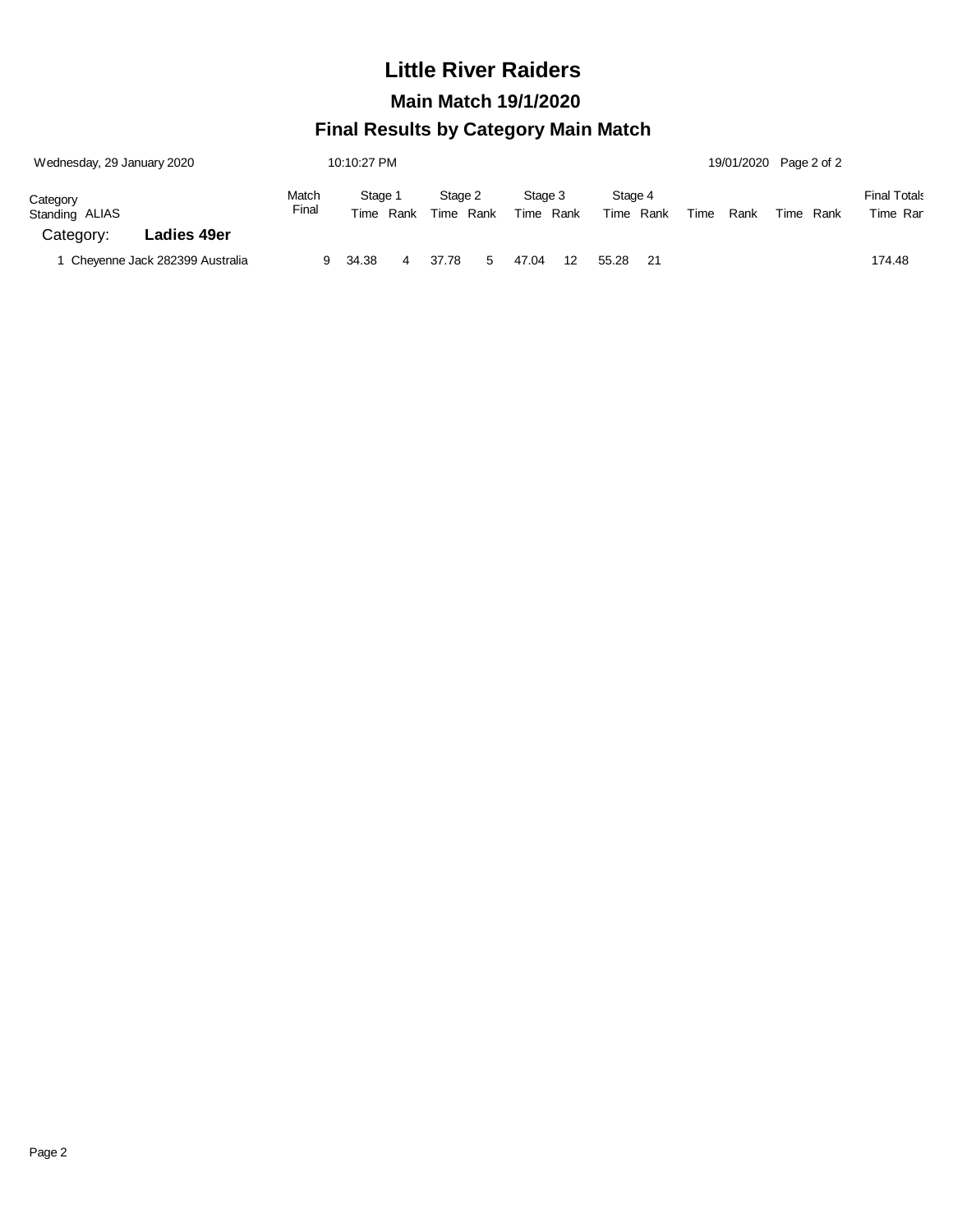# Little River Raiders

## Main Match 19/1/2020

## Final Results by Category Main Match

Wednesday, 29 January 2020 10:10:27 PM 19/01/2020

| Category Standing ALIAS | Match Final | Stage 1 | | Stage 2 | | Stage 3 | | Stage 4 | | | | | | Final Totals | |
|---|---|---|---|---|---|---|---|---|---|---|---|---|---|---|---|
| | | Time | Rank | Time | Rank | Time | Rank | Time | Rank | Time | Rank | Time | Rank | Time | Ran |
| **Category: Ladies 49er** | | | | | | | | | | | | | | | |
| 1 Cheyenne Jack 282399 Australia | 9 | 34.38 | 4 | 37.78 | 5 | 47.04 | 12 | 55.28 | 21 | | | | | 174.48 | |